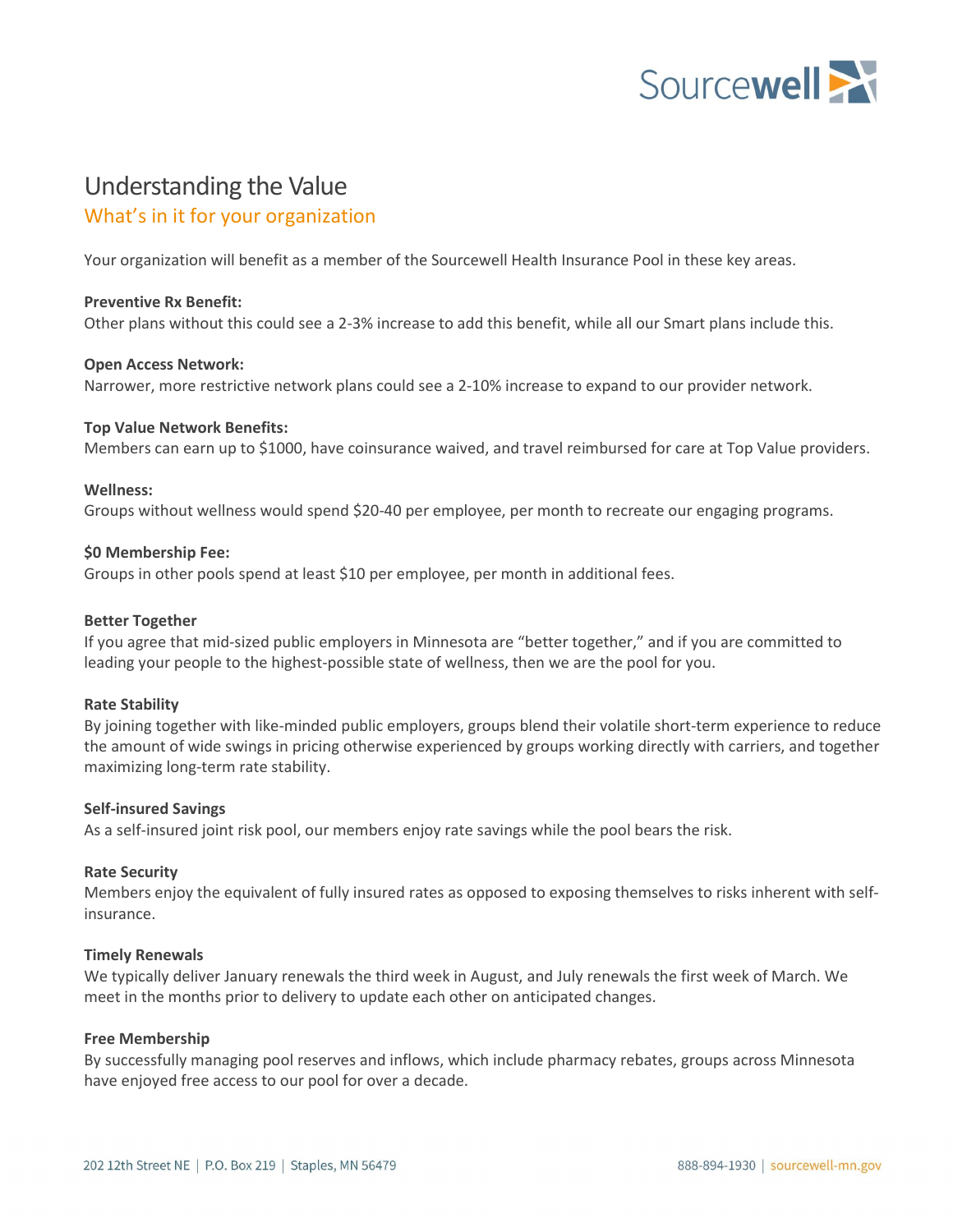# Understanding the Value

## What's in it for your organization

Your organization will benefit as a member of the Sourcewell Health Insurance Pool in these key areas.

**Preventive Rx Benefit:**
Other plans without this could see a 2-3% increase to add this benefit, while all our Smart plans include this.

**Open Access Network:**
Narrower, more restrictive network plans could see a 2-10% increase to expand to our provider network.

**Top Value Network Benefits:**
Members can earn up to $1000, have coinsurance waived, and travel reimbursed for care at Top Value providers.

**Wellness:**
Groups without wellness would spend $20-40 per employee, per month to recreate our engaging programs.

**$0 Membership Fee:**
Groups in other pools spend at least $10 per employee, per month in additional fees.

**Better Together**
If you agree that mid-sized public employers in Minnesota are "better together," and if you are committed to leading your people to the highest-possible state of wellness, then we are the pool for you.

**Rate Stability**
By joining together with like-minded public employers, groups blend their volatile short-term experience to reduce the amount of wide swings in pricing otherwise experienced by groups working directly with carriers, and together maximizing long-term rate stability.

**Self-insured Savings**
As a self-insured joint risk pool, our members enjoy rate savings while the pool bears the risk.

**Rate Security**
Members enjoy the equivalent of fully insured rates as opposed to exposing themselves to risks inherent with self-insurance.

**Timely Renewals**
We typically deliver January renewals the third week in August, and July renewals the first week of March. We meet in the months prior to delivery to update each other on anticipated changes.

**Free Membership**
By successfully managing pool reserves and inflows, which include pharmacy rebates, groups across Minnesota have enjoyed free access to our pool for over a decade.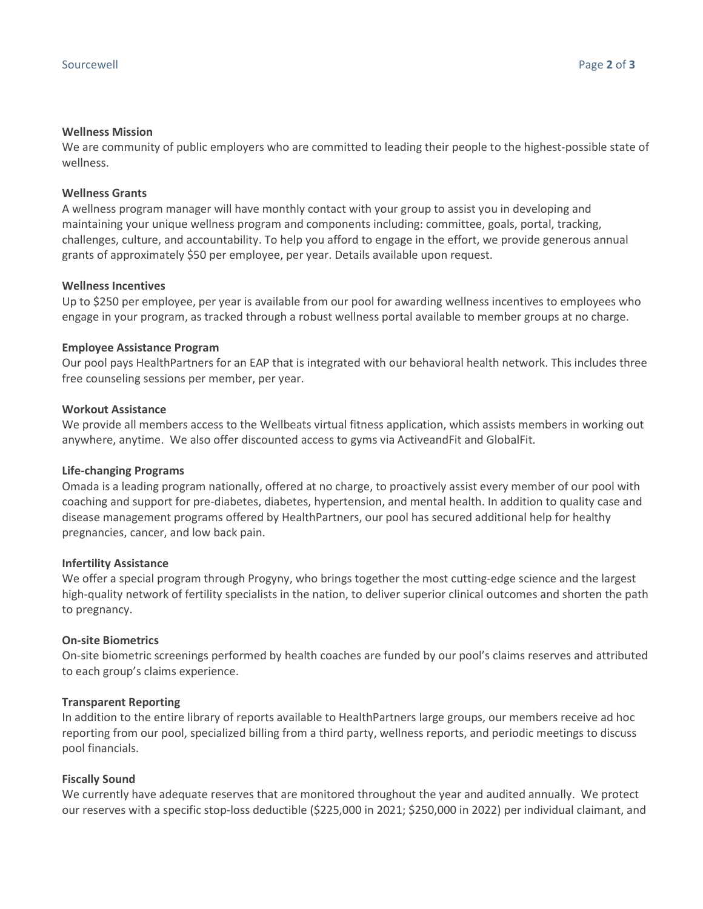**Wellness Mission**
We are community of public employers who are committed to leading their people to the highest-possible state of wellness.

**Wellness Grants**
A wellness program manager will have monthly contact with your group to assist you in developing and maintaining your unique wellness program and components including: committee, goals, portal, tracking, challenges, culture, and accountability. To help you afford to engage in the effort, we provide generous annual grants of approximately $50 per employee, per year. Details available upon request.

**Wellness Incentives**
Up to $250 per employee, per year is available from our pool for awarding wellness incentives to employees who engage in your program, as tracked through a robust wellness portal available to member groups at no charge.

**Employee Assistance Program**
Our pool pays HealthPartners for an EAP that is integrated with our behavioral health network. This includes three free counseling sessions per member, per year.

**Workout Assistance**
We provide all members access to the Wellbeats virtual fitness application, which assists members in working out anywhere, anytime. We also offer discounted access to gyms via ActiveandFit and GlobalFit.

**Life-changing Programs**
Omada is a leading program nationally, offered at no charge, to proactively assist every member of our pool with coaching and support for pre-diabetes, diabetes, hypertension, and mental health. In addition to quality case and disease management programs offered by HealthPartners, our pool has secured additional help for healthy pregnancies, cancer, and low back pain.

**Infertility Assistance**
We offer a special program through Progyny, who brings together the most cutting-edge science and the largest high-quality network of fertility specialists in the nation, to deliver superior clinical outcomes and shorten the path to pregnancy.

**On-site Biometrics**
On-site biometric screenings performed by health coaches are funded by our pool's claims reserves and attributed to each group's claims experience.

**Transparent Reporting**
In addition to the entire library of reports available to HealthPartners large groups, our members receive ad hoc reporting from our pool, specialized billing from a third party, wellness reports, and periodic meetings to discuss pool financials.

**Fiscally Sound**
We currently have adequate reserves that are monitored throughout the year and audited annually. We protect our reserves with a specific stop-loss deductible ($225,000 in 2021; $250,000 in 2022) per individual claimant, and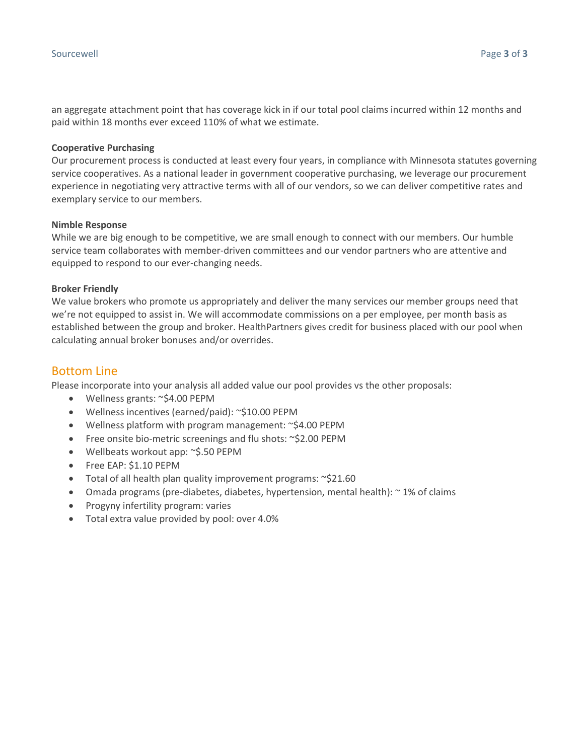an aggregate attachment point that has coverage kick in if our total pool claims incurred within 12 months and paid within 18 months ever exceed 110% of what we estimate.

**Cooperative Purchasing**
Our procurement process is conducted at least every four years, in compliance with Minnesota statutes governing service cooperatives. As a national leader in government cooperative purchasing, we leverage our procurement experience in negotiating very attractive terms with all of our vendors, so we can deliver competitive rates and exemplary service to our members.

**Nimble Response**
While we are big enough to be competitive, we are small enough to connect with our members. Our humble service team collaborates with member-driven committees and our vendor partners who are attentive and equipped to respond to our ever-changing needs.

**Broker Friendly**
We value brokers who promote us appropriately and deliver the many services our member groups need that we're not equipped to assist in. We will accommodate commissions on a per employee, per month basis as established between the group and broker. HealthPartners gives credit for business placed with our pool when calculating annual broker bonuses and/or overrides.

## Bottom Line

Please incorporate into your analysis all added value our pool provides vs the other proposals:

- Wellness grants: ~$4.00 PEPM
- Wellness incentives (earned/paid): ~$10.00 PEPM
- Wellness platform with program management: ~$4.00 PEPM
- Free onsite bio-metric screenings and flu shots: ~$2.00 PEPM
- Wellbeats workout app: ~$.50 PEPM
- Free EAP: $1.10 PEPM
- Total of all health plan quality improvement programs: ~$21.60
- Omada programs (pre-diabetes, diabetes, hypertension, mental health): ~ 1% of claims
- Progyny infertility program: varies
- Total extra value provided by pool: over 4.0%